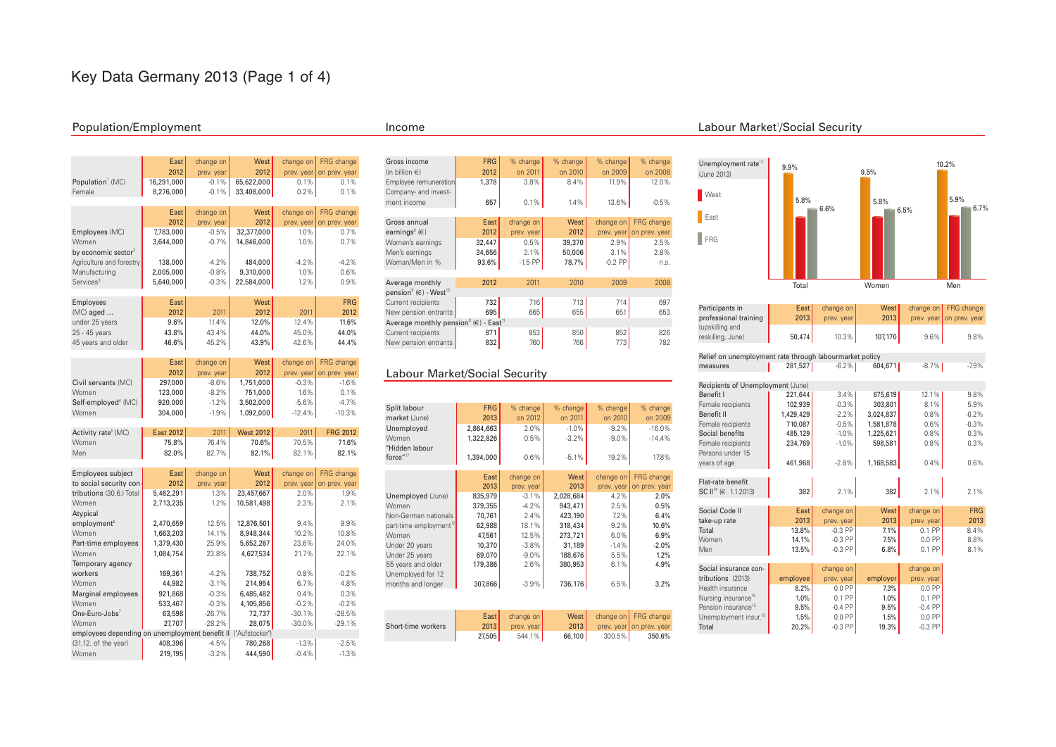# Key Data Germany 2013 (Page 1 of 4)

## Population/Employment

| | East 2012 | change on prev. year | West 2012 | change on prev. year | FRG change on prev. year |
|---|---|---|---|---|---|
| Population[1] (MC) | 16,291,000 | -0.1% | 65,622,000 | 0.1% | 0.1% |
| Female | 8,276,000 | -0.1% | 33,408,000 | 0.2% | 0.1% |

| | East 2012 | change on prev. year | West 2012 | change on prev. year | FRG change on prev. year |
|---|---|---|---|---|---|
| Employees (MC) | 7,783,000 | -0.5% | 32,377,000 | 1.0% | 0.7% |
| Women | 3,644,000 | -0.7% | 14,846,000 | 1.0% | 0.7% |
| by economic sector[2] | | | | | |
| Agriculture and forestry | 138,000 | -4.2% | 484,000 | -4.2% | -4.2% |
| Manufacturing | 2,005,000 | -0.8% | 9,310,000 | 1.0% | 0.6% |
| Services[3] | 5,640,000 | -0.3% | 22,584,000 | 1.2% | 0.9% |

| Employees (MC) aged ... | East 2012 | 2011 | West 2012 | 2011 | FRG 2012 |
|---|---|---|---|---|---|
| under 25 years | 9.6% | 11.4% | 12.0% | 12.4% | 11.6% |
| 25 - 45 years | 43.8% | 43.4% | 44.0% | 45.0% | 44.0% |
| 45 years and older | 46.6% | 45.2% | 43.9% | 42.6% | 44.4% |

| | East 2012 | change on prev. year | West 2012 | change on prev. year | FRG change on prev. year |
|---|---|---|---|---|---|
| Civil servants (MC) | 297,000 | -8.6% | 1,751,000 | -0.3% | -1.6% |
| Women | 123,000 | -8.2% | 751,000 | 1.6% | 0.1% |
| Self-employed[4] (MC) | 920,000 | -1.2% | 3,502,000 | -5.6% | -4.7% |
| Women | 304,000 | -1.9% | 1,092,000 | -12.4% | -10.3% |

| Activity rate[5] (MC) | East 2012 | 2011 | West 2012 | 2011 | FRG 2012 |
|---|---|---|---|---|---|
| Women | 75.8% | 76.4% | 70.6% | 70.5% | 71.6% |
| Men | 82.0% | 82.7% | 82.1% | 82.1% | 82.1% |

| Employees subject to social security contributions (30.6.) | East 2012 | change on prev. year | West 2012 | change on prev. year | FRG change on prev. year |
|---|---|---|---|---|---|
| Total | 5,462,291 | 1.3% | 23,457,667 | 2.0% | 1.9% |
| Women | 2,713,235 | 1.2% | 10,581,498 | 2.3% | 2.1% |
| Atypical employment[6] | 2,470,659 | 12.5% | 12,876,501 | 9.4% | 9.9% |
| Women | 1,663,203 | 14.1% | 8,948,344 | 10.2% | 10.8% |
| Part-time employees | 1,379,430 | 25.9% | 5,652,267 | 23.6% | 24.0% |
| Women | 1,084,754 | 23.8% | 4,627,534 | 21.7% | 22.1% |
| Temporary agency workers | 169,361 | -4.2% | 738,752 | 0.8% | -0.2% |
| Women | 44,982 | -3.1% | 214,954 | 6.7% | 4.8% |
| Marginal employees | 921,868 | -0.3% | 6,485,482 | 0.4% | 0.3% |
| Women | 533,467 | -0.3% | 4,105,856 | -0.2% | -0.2% |
| One-Euro-Jobs[7] | 63,598 | -26.7% | 72,737 | -30.1% | -28.5% |
| Women | 27,707 | -28.2% | 28,075 | -30.0% | -29.1% |
| employees depending on unemployment benefit II ("Aufstocker") (31.12. of the year) | 408,396 | -4.5% | 780,268 | -1.3% | -2.5% |
| Women | 219,195 | -3.2% | 444,590 | -0.4% | -1.3% |

## Income

| Gross income (in billion €) | FRG 2012 | % change on 2011 | % change on 2010 | % change on 2009 | % change on 2008 |
|---|---|---|---|---|---|
| Employee remuneration | 1,378 | 3.8% | 8.4% | 11.9% | 12.0% |
| Company- and investment income | 657 | 0.1% | 1.4% | 13.6% | -0.5% |

| Gross annual earnings[8] (€) | East 2012 | change on prev. year | West 2012 | change on prev. year | FRG change on prev. year |
|---|---|---|---|---|---|
| Women's earnings | 32,447 | 0.5% | 39,370 | 2.9% | 2.5% |
| Men's earnings | 34,656 | 2.1% | 50,006 | 3.1% | 2.8% |
| Woman/Men in % | 93.6% | -1.5 PP | 78.7% | -0.2 PP | n.s. |

| Average monthly pension[9] (€) - West[10] | 2012 | 2011 | 2010 | 2009 | 2008 |
|---|---|---|---|---|---|
| Current recipients | 732 | 716 | 713 | 714 | 697 |
| New pension entrants | 695 | 665 | 655 | 651 | 653 |
| **Average monthly pension[9] (€) - East[11]** | | | | | |
| Current recipients | 871 | 853 | 850 | 852 | 826 |
| New pension entrants | 832 | 760 | 766 | 773 | 782 |

## Labour Market/Social Security

| Split labour market (June) | FRG 2013 | % change on 2012 | % change on 2011 | % change on 2010 | % change on 2009 |
|---|---|---|---|---|---|
| Unemployed | 2,864,663 | 2.0% | -1.0% | -9.2% | -16.0% |
| Women | 1,322,826 | 0.5% | -3.2% | -9.0% | -14.4% |
| "Hidden labour force"[17] | 1,394,000 | -0.6% | -5.1% | 19.2% | 17.8% |

| | East 2013 | change on prev. year | West 2013 | change on prev. year | FRG change on prev. year |
|---|---|---|---|---|---|
| Unemployed (June) | 835,979 | -3.1% | 2,028,684 | 4.2% | 2.0% |
| Women | 379,355 | -4.2% | 943,471 | 2.5% | 0.5% |
| Non-German nationals | 70,761 | 2.4% | 423,190 | 7.2% | 6.4% |
| part-time employment[12] | 62,988 | 18.1% | 318,434 | 9.2% | 10.6% |
| Women | 47,561 | 12.5% | 273,721 | 6.0% | 6.9% |
| Under 20 years | 10,370 | -3.8% | 31,189 | -1.4% | -2.0% |
| Under 25 years | 69,070 | -9.0% | 188,676 | 5.5% | 1.2% |
| 55 years and older | 179,386 | 2.6% | 380,953 | 6.1% | 4.9% |
| Unemployed for 12 months and longer | 307,866 | -3.9% | 736,176 | 6.5% | 3.2% |

| | East 2013 | change on prev. year | West 2013 | change on prev. year | FRG change on prev. year |
|---|---|---|---|---|---|
| Short-time workers | 27,505 | 544.1% | 66,100 | 300.5% | 350.6% |

## Labour Market[1]/Social Security

Unemployment rate[13] (June 2013)

| | West | East | FRG |
|---|---|---|---|
| Total | 5.8% | 9.9% | 6.6% |
| Women | 5.8% | 9.5% | 6.5% |
| Men | 5.9% | 10.2% | 6.7% |

| Participants in professional training (upskilling and reskilling, June) | East 2013 | change on prev. year | West 2013 | change on prev. year | FRG change on prev. year |
|---|---|---|---|---|---|
| | 50,474 | 10.3% | 107,170 | 9.6% | 9.8% |
| Relief on unemployment rate through labourmarket policy measures | 281,527 | -6.2% | 604,671 | -8.7% | -7.9% |
| **Recipients of Unemployment (June)** | | | | | |
| Benefit I | 221,644 | 3.4% | 675,619 | 12.1% | 9.8% |
| Female recipients | 102,939 | -0.3% | 303,801 | 8.1% | 5.9% |
| Benefit II | 1,429,429 | -2.2% | 3,024,837 | 0.8% | -0.2% |
| Female recipients | 710,087 | -0.5% | 1,581,878 | 0.6% | -0.3% |
| Social benefits | 485,129 | -1.0% | 1,225,621 | 0.8% | 0.3% |
| Female recipients | 234,769 | -1.0% | 598,581 | 0.8% | 0.3% |
| Persons under 15 years of age | 461,968 | -2.8% | 1,168,583 | 0.4% | 0.6% |
| Flat-rate benefit SC II[14] (€, 1.1.2013) | 382 | 2.1% | 382 | 2.1% | 2.1% |

| Social Code II take-up rate | East 2013 | change on prev. year | West 2013 | change on prev. year | FRG 2013 |
|---|---|---|---|---|---|
| Total | 13.8% | -0.3 PP | 7.1% | 0.1 PP | 8.4% |
| Women | 14.1% | -0.3 PP | 7.5% | 0.0 PP | 8.8% |
| Men | 13.5% | -0.3 PP | 6.8% | 0.1 PP | 8.1% |

| Social insurance contributions (2013) | employee | change on prev. year | employer | change on prev. year |
|---|---|---|---|---|
| Health insurance | 8.2% | 0.0 PP | 7.3% | 0.0 PP |
| Nursing insurance[15] | 1.0% | 0.1 PP | 1.0% | 0.1 PP |
| Pension insurance[15] | 9.5% | -0.4 PP | 9.5% | -0.4 PP |
| Unemployment insur.[15] | 1.5% | 0.0 PP | 1.5% | 0.0 PP |
| Total | 20.2% | -0.3 PP | 19.3% | -0.3 PP |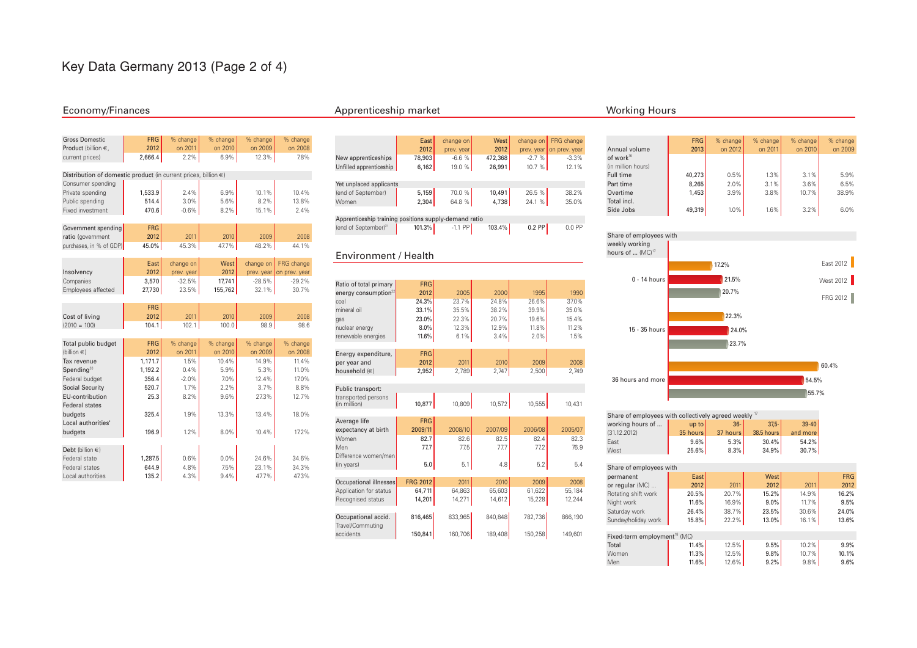# Key Data Germany 2013 (Page 2 of 4)

## Economy/Finances

| Gross Domestic Product (billion €, current prices) | FRG 2012 | % change on 2011 | % change on 2010 | % change on 2009 | % change on 2008 |
|---|---|---|---|---|---|
| | 2,666.4 | 2.2% | 6.9% | 12.3% | 7.8% |
| **Distribution of domestic product** (in current prices, billion €) | | | | | |
| Consumer spending | | | | | |
| Private spending | 1,533.9 | 2.4% | 6.9% | 10.1% | 10.4% |
| Public spending | 514.4 | 3.0% | 5.6% | 8.2% | 13.8% |
| Fixed investment | 470.6 | -0.6% | 8.2% | 15.1% | 2.4% |

| Government spending ratio (government purchases, in % of GDP) | FRG 2012 | 2011 | 2010 | 2009 | 2008 |
|---|---|---|---|---|---|
| | 45.0% | 45.3% | 47.7% | 48.2% | 44.1% |

| Insolvency | East 2012 | change on prev. year | West 2012 | change on prev. year | FRG change on prev. year |
|---|---|---|---|---|---|
| Companies | 3,570 | -32.5% | 17,741 | -28.5% | -29.2% |
| Employees affected | 27,730 | 23.5% | 155,762 | 32.1% | 30.7% |

| Cost of living (2010 = 100) | FRG 2012 | 2011 | 2010 | 2009 | 2008 |
|---|---|---|---|---|---|
| | 104.1 | 102.1 | 100.0 | 98.9 | 98.6 |

| Total public budget (billion €) | FRG 2012 | % change on 2011 | % change on 2010 | % change on 2009 | % change on 2008 |
|---|---|---|---|---|---|
| Tax revenue | 1,171.7 | 1.5% | 10.4% | 14.9% | 11.4% |
| Spending[22] | 1,192.2 | 0.4% | 5.9% | 5.3% | 11.0% |
| Federal budget | 356.4 | -2.0% | 7.0% | 12.4% | 17.0% |
| Social Security | 520.7 | 1.7% | 2.2% | 3.7% | 8.8% |
| EU-contribution | 25.3 | 8.2% | 9.6% | 27.3% | 12.7% |
| Federal states budgets | 325.4 | 1.9% | 13.3% | 13.4% | 18.0% |
| Local authorities' budgets | 196.9 | 1.2% | 8.0% | 10.4% | 17.2% |
| **Debt** (billion €) | | | | | |
| Federal state | 1,287.5 | 0.6% | 0.0% | 24.6% | 34.6% |
| Federal states | 644.9 | 4.8% | 7.5% | 23.1% | 34.3% |
| Local authorities | 135.2 | 4.3% | 9.4% | 47.7% | 47.3% |

## Apprenticeship market

| | East 2012 | change on prev. year | West 2012 | change on prev. year | FRG change on prev. year |
|---|---|---|---|---|---|
| New apprenticeships | 78,903 | -6.6 % | 472,368 | -2.7 % | -3.3% |
| Unfilled apprenticeship | 6,162 | 19.0 % | 26,991 | 10.7 % | 12.1% |
| **Yet unplaced applicants** | | | | | |
| (end of September) | 5,159 | 70.0 % | 10,491 | 26.5 % | 38.2% |
| Women | 2,304 | 64.8 % | 4,738 | 24.1 % | 35.0% |
| **Apprenticeship training positions supply-demand ratio** | | | | | |
| (end of September)[21] | 101.3% | -1.1 PP | 103.4% | 0.2 PP | 0.0 PP |

## Environment / Health

| Ratio of total primary energy consumption[23] | FRG 2012 | 2005 | 2000 | 1995 | 1990 |
|---|---|---|---|---|---|
| coal | 24.3% | 23.7% | 24.8% | 26.6% | 37.0% |
| mineral oil | 33.1% | 35.5% | 38.2% | 39.9% | 35.0% |
| gas | 23.0% | 22.3% | 20.7% | 19.6% | 15.4% |
| nuclear energy | 8.0% | 12.3% | 12.9% | 11.8% | 11.2% |
| renewable energies | 11.6% | 6.1% | 3.4% | 2.0% | 1.5% |

| Energy expenditure, per year and household (€) | FRG 2012 | 2011 | 2010 | 2009 | 2008 |
|---|---|---|---|---|---|
| | 2,952 | 2,789 | 2,747 | 2,500 | 2,749 |
| **Public transport:** transported persons (in million) | 10,877 | 10,809 | 10,572 | 10,555 | 10,431 |

| Average life expectancy at birth | FRG 2009/11 | 2008/10 | 2007/09 | 2006/08 | 2005/07 |
|---|---|---|---|---|---|
| Women | 82.7 | 82.6 | 82.5 | 82.4 | 82.3 |
| Men | 77.7 | 77.5 | 77.7 | 77.2 | 76.9 |
| Difference women/men (in years) | 5.0 | 5.1 | 4.8 | 5.2 | 5.4 |

| Occupational illnesses | FRG 2012 | 2011 | 2010 | 2009 | 2008 |
|---|---|---|---|---|---|
| Application for status | 64,711 | 64,863 | 65,603 | 61,622 | 55,184 |
| Recognised status | 14,201 | 14,271 | 14,612 | 15,228 | 12,244 |
| Occupational accid. | 816,465 | 833,965 | 840,848 | 782,736 | 866,190 |
| Travel/Commuting accidents | 150,841 | 160,706 | 189,408 | 150,258 | 149,601 |

## Working Hours

| Annual volume of work[16] (in million hours) | FRG 2013 | % change on 2012 | % change on 2011 | % change on 2010 | % change on 2009 |
|---|---|---|---|---|---|
| Full time | 40,273 | 0.5% | 1.3% | 3.1% | 5.9% |
| Part time | 8,265 | 2.0% | 3.1% | 3.6% | 6.5% |
| Overtime | 1,453 | 3.9% | 3.8% | 10.7% | 38.9% |
| Total incl. Side Jobs | 49,319 | 1.0% | 1.6% | 3.2% | 6.0% |

Share of employees with weekly working hours of ... (MC)[17]

| | East 2012 | West 2012 | FRG 2012 |
|---|---|---|---|
| 0 - 14 hours | 17.2% | 21.5% | 20.7% |
| 15 - 35 hours | 22.3% | 24.0% | 23.7% |
| 36 hours and more | 60.4% | 54.5% | 55.7% |

| Share of employees with collectively agreed weekly[17] working hours of ... (31.12.2012) | up to 35 hours | 36-37 hours | 37,5-38.5 hours | 39-40 and more |
|---|---|---|---|---|
| East | 9.6% | 5.3% | 30.4% | 54.2% |
| West | 25.6% | 8.3% | 34.9% | 30.7% |

| Share of employees with permanent or regular (MC) ... | East 2012 | 2011 | West 2012 | 2011 | FRG 2012 |
|---|---|---|---|---|---|
| Rotating shift work | 20.5% | 20.7% | 15.2% | 14.9% | 16.2% |
| Night work | 11.6% | 16.9% | 9.0% | 11.7% | 9.5% |
| Saturday work | 26.4% | 38.7% | 23.5% | 30.6% | 24.0% |
| Sunday/holiday work | 15.8% | 22.2% | 13.0% | 16.1% | 13.6% |
| **Fixed-term employment[18] (MC)** | | | | | |
| Total | 11.4% | 12.5% | 9.5% | 10.2% | 9.9% |
| Women | 11.3% | 12.5% | 9.8% | 10.7% | 10.1% |
| Men | 11.6% | 12.6% | 9.2% | 9.8% | 9.6% |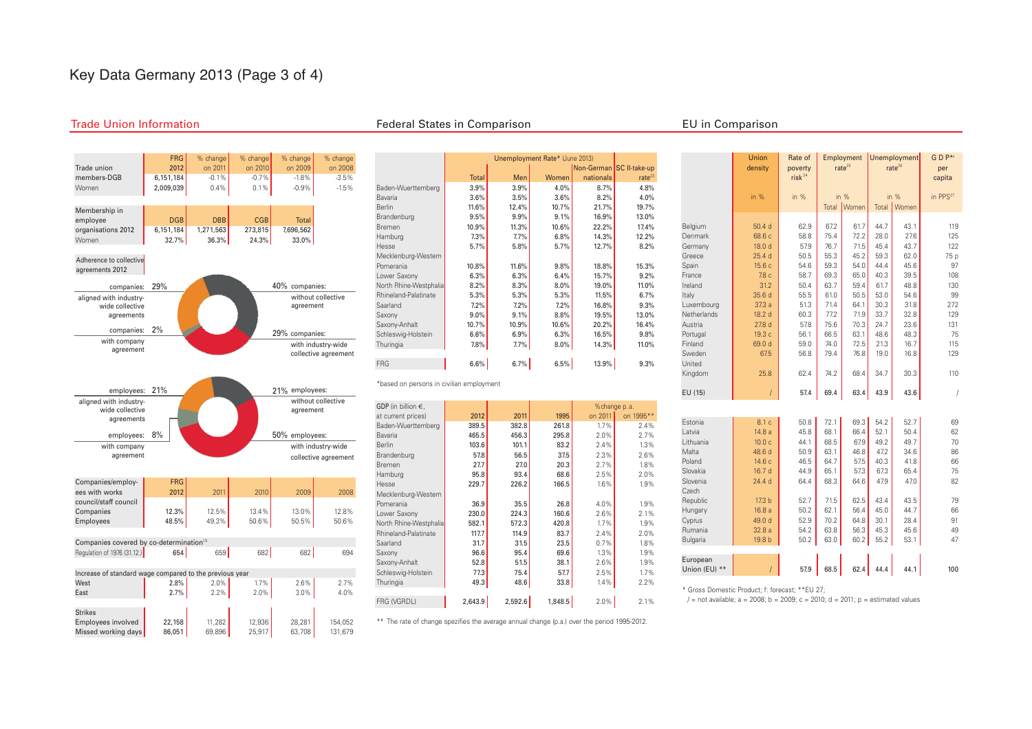# Key Data Germany 2013 (Page 3 of 4)

## Trade Union Information

| Trade union members-DGB | FRG 2012 | % change on 2011 | % change on 2010 | % change on 2009 | % change on 2008 |
|---|---|---|---|---|---|
| | 6,151,184 | -0.1% | -0.7% | -1.8% | -3.5% |
| Women | 2,009,039 | 0.4% | 0.1% | -0.9% | -1.5% |

| Membership in employee organisations 2012 | DGB | DBB | CGB | Total |
|---|---|---|---|---|
| | 6,151,184 | 1,271,563 | 273,815 | 7,696,562 |
| Women | 32.7% | 36.3% | 24.3% | 33.0% |

Adherence to collective agreements 2012

| | Companies | Employees |
|---|---|---|
| aligned with industry-wide collective agreements | 29% | 21% |
| with company agreement | 2% | 8% |
| without collective agreement | 40% | 21% |
| with industry-wide collective agreement | 29% | 50% |

| Companies/employees with works council/staff council | FRG 2012 | 2011 | 2010 | 2009 | 2008 |
|---|---|---|---|---|---|
| Companies | 12.3% | 12.5% | 13.4% | 13.0% | 12.8% |
| Employees | 48.5% | 49.3% | 50.6% | 50.5% | 50.6% |
| Companies covered by co-determination[19] | | | | | |
| Regulation of 1976 (31.12.) | 654 | 659 | 682 | 682 | 694 |
| Increase of standard wage compared to the previous year | | | | | |
| West | 2.8% | 2.0% | 1.7% | 2.6% | 2.7% |
| East | 2.7% | 2.2% | 2.0% | 3.0% | 4.0% |
| Strikes | | | | | |
| Employees involved | 22,158 | 11,282 | 12,936 | 28,281 | 154,052 |
| Missed working days | 86,051 | 69,896 | 25,917 | 63,708 | 131,679 |

## Federal States in Comparison

| | Unemployment Rate* (June 2013) | | | | SC II-take-up rate[23] |
|---|---|---|---|---|---|
| | Total | Men | Women | Non-German nationals | |
| Baden-Wuerttemberg | 3.9% | 3.9% | 4.0% | 8.7% | 4.8% |
| Bavaria | 3.6% | 3.5% | 3.6% | 8.2% | 4.0% |
| Berlin | 11.6% | 12.4% | 10.7% | 21.7% | 19.7% |
| Brandenburg | 9.5% | 9.9% | 9.1% | 16.9% | 13.0% |
| Bremen | 10.9% | 11.3% | 10.6% | 22.2% | 17.4% |
| Hamburg | 7.3% | 7.7% | 6.8% | 14.3% | 12.2% |
| Hesse | 5.7% | 5.8% | 5.7% | 12.7% | 8.2% |
| Mecklenburg-Western Pomerania | 10.8% | 11.6% | 9.8% | 18.8% | 15.3% |
| Lower Saxony | 6.3% | 6.3% | 6.4% | 15.7% | 9.2% |
| North Rhine-Westphalia | 8.2% | 8.3% | 8.0% | 19.0% | 11.0% |
| Rhineland-Palatinate | 5.3% | 5.3% | 5.3% | 11.5% | 6.7% |
| Saarland | 7.2% | 7.2% | 7.2% | 16.8% | 9.3% |
| Saxony | 9.0% | 9.1% | 8.8% | 19.5% | 13.0% |
| Saxony-Anhalt | 10.7% | 10.9% | 10.6% | 20.2% | 16.4% |
| Schleswig-Holstein | 6.6% | 6.9% | 6.3% | 16.5% | 9.8% |
| Thuringia | 7.8% | 7.7% | 8.0% | 14.3% | 11.0% |
| FRG | 6.6% | 6.7% | 6.5% | 13.9% | 9.3% |

*based on persons in civilian employment

| GDP (in billion €, at current prices) | 2012 | 2011 | 1995 | %change p.a. on 2011 | %change p.a. on 1995** |
|---|---|---|---|---|---|
| Baden-Wuerttemberg | 389.5 | 382.8 | 261.8 | 1.7% | 2.4% |
| Bavaria | 465.5 | 456.3 | 295.8 | 2.0% | 2.7% |
| Berlin | 103.6 | 101.1 | 83.2 | 2.4% | 1.3% |
| Brandenburg | 57.8 | 56.5 | 37.5 | 2.3% | 2.6% |
| Bremen | 27.7 | 27.0 | 20.3 | 2.7% | 1.8% |
| Hamburg | 95.8 | 93.4 | 68.6 | 2.5% | 2.0% |
| Hesse | 229.7 | 226.2 | 166.5 | 1.6% | 1.9% |
| Mecklenburg-Western Pomerania | 36.9 | 35.5 | 26.8 | 4.0% | 1.9% |
| Lower Saxony | 230.0 | 224.3 | 160.6 | 2.6% | 2.1% |
| North Rhine-Westphalia | 582.1 | 572.3 | 420.8 | 1.7% | 1.9% |
| Rhineland-Palatinate | 117.7 | 114.9 | 83.7 | 2.4% | 2.0% |
| Saarland | 31.7 | 31.5 | 23.5 | 0.7% | 1.8% |
| Saxony | 96.6 | 95.4 | 69.6 | 1.3% | 1.9% |
| Saxony-Anhalt | 52.8 | 51.5 | 38.1 | 2.6% | 1.9% |
| Schleswig-Holstein | 77.3 | 75.4 | 57.7 | 2.5% | 1.7% |
| Thuringia | 49.3 | 48.6 | 33.8 | 1.4% | 2.2% |
| FRG (VGRDL) | 2,643.9 | 2,592.6 | 1,848.5 | 2.0% | 2.1% |

** The rate of change spezifies the average annual change (p.a.) over the period 1995-2012.

## EU in Comparison

| | Union density | Rate of poverty risk[24] | Employment rate[25] | | Unemployment rate[26] | | G D P* per capita |
|---|---|---|---|---|---|---|---|
| | in % | in % | in % Total | Women | in % Total | Women | in PPS[27] |
| Belgium | 50.4 d | 62.9 | 67.2 | 61.7 | 44.7 | 43.1 | 119 |
| Denmark | 68.6 c | 58.8 | 75.4 | 72.2 | 28.0 | 27.6 | 125 |
| Germany | 18.0 d | 57.9 | 76.7 | 71.5 | 45.4 | 43.7 | 122 |
| Greece | 25.4 d | 50.5 | 55.3 | 45.2 | 59.3 | 62.0 | 75 p |
| Spain | 15.6 c | 54.6 | 59.3 | 54.0 | 44.4 | 45.6 | 97 |
| France | 7.8 c | 58.7 | 69.3 | 65.0 | 40.3 | 39.5 | 108 |
| Ireland | 31.2 | 50.4 | 63.7 | 59.4 | 61.7 | 48.8 | 130 |
| Italy | 35.6 d | 55.5 | 61.0 | 50.5 | 53.0 | 54.6 | 99 |
| Luxembourg | 37.3 a | 51.3 | 71.4 | 64.1 | 30.3 | 31.8 | 272 |
| Netherlands | 18.2 d | 60.3 | 77.2 | 71.9 | 33.7 | 32.8 | 129 |
| Austria | 27.8 d | 57.8 | 75.6 | 70.3 | 24.7 | 23.6 | 131 |
| Portugal | 19.3 c | 56.1 | 66.5 | 63.1 | 48.6 | 48.3 | 75 |
| Finland | 69.0 d | 59.0 | 74.0 | 72.5 | 21.3 | 16.7 | 115 |
| Sweden | 67.5 | 56.8 | 79.4 | 76.8 | 19.0 | 16.8 | 129 |
| United Kingdom | 25.8 | 62.4 | 74.2 | 68.4 | 34.7 | 30.3 | 110 |
| EU (15) | / | 57.4 | 69.4 | 63.4 | 43.9 | 43.6 | / |
| Estonia | 8.1 c | 50.8 | 72.1 | 69.3 | 54.2 | 52.7 | 69 |
| Latvia | 14.8 a | 45.8 | 68.1 | 66.4 | 52.1 | 50.4 | 62 |
| Lithuania | 10.0 c | 44.1 | 68.5 | 67.9 | 49.2 | 49.7 | 70 |
| Malta | 48.6 d | 50.9 | 63.1 | 46.8 | 47.2 | 34.6 | 86 |
| Poland | 14.6 c | 46.5 | 64.7 | 57.5 | 40.3 | 41.8 | 66 |
| Slovakia | 16.7 d | 44.9 | 65.1 | 57.3 | 67.3 | 65.4 | 75 |
| Slovenia | 24.4 d | 64.4 | 68.3 | 64.6 | 47.9 | 47.0 | 82 |
| Czech Republic | 17.3 b | 52.7 | 71.5 | 62.5 | 43.4 | 43.5 | 79 |
| Hungary | 16.8 a | 50.2 | 62.1 | 56.4 | 45.0 | 44.7 | 66 |
| Cyprus | 49.0 d | 52.9 | 70.2 | 64.8 | 30.1 | 28.4 | 91 |
| Rumania | 32.8 a | 54.2 | 63.8 | 56.3 | 45.3 | 45.6 | 49 |
| Bulgaria | 19.8 b | 50.2 | 63.0 | 60.2 | 55.2 | 53.1 | 47 |
| European Union (EU) ** | / | 57.9 | 68.5 | 62.4 | 44.4 | 44.1 | 100 |

* Gross Domestic Product; f: forecast; **EU 27;
/ = not available; a = 2008; b = 2009; c = 2010; d = 2011; p = estimated values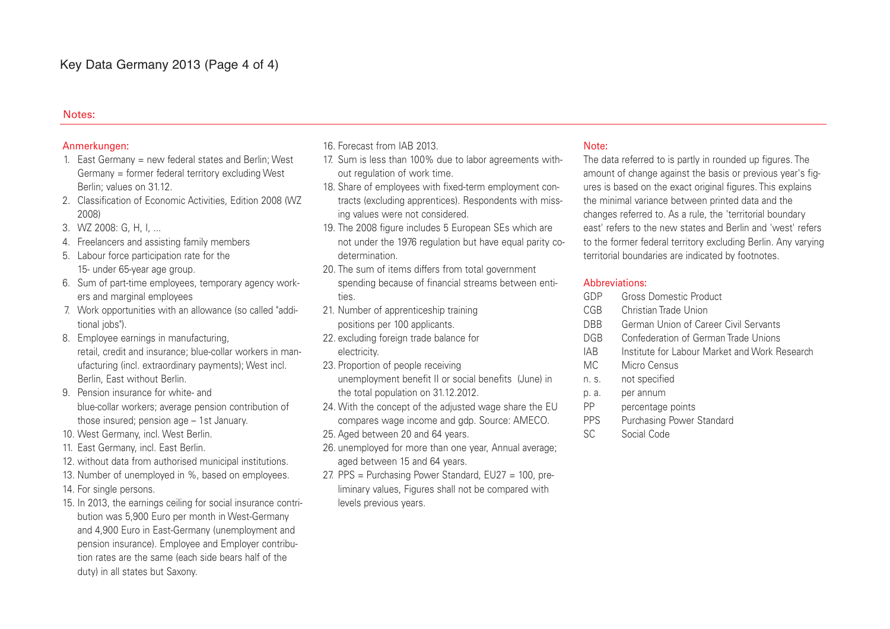# Key Data Germany 2013 (Page 4 of 4)

## Notes:

### Anmerkungen:

1. East Germany = new federal states and Berlin; West Germany = former federal territory excluding West Berlin; values on 31.12.
2. Classification of Economic Activities, Edition 2008 (WZ 2008)
3. WZ 2008: G, H, I, ...
4. Freelancers and assisting family members
5. Labour force participation rate for the 15- under 65-year age group.
6. Sum of part-time employees, temporary agency workers and marginal employees
7. Work opportunities with an allowance (so called "additional jobs").
8. Employee earnings in manufacturing, retail, credit and insurance; blue-collar workers in manufacturing (incl. extraordinary payments); West incl. Berlin, East without Berlin.
9. Pension insurance for white- and blue-collar workers; average pension contribution of those insured; pension age – 1st January.
10. West Germany, incl. West Berlin.
11. East Germany, incl. East Berlin.
12. without data from authorised municipal institutions.
13. Number of unemployed in %, based on employees.
14. For single persons.
15. In 2013, the earnings ceiling for social insurance contribution was 5,900 Euro per month in West-Germany and 4,900 Euro in East-Germany (unemployment and pension insurance). Employee and Employer contribution rates are the same (each side bears half of the duty) in all states but Saxony.
16. Forecast from IAB 2013.
17. Sum is less than 100% due to labor agreements without regulation of work time.
18. Share of employees with fixed-term employment contracts (excluding apprentices). Respondents with missing values were not considered.
19. The 2008 figure includes 5 European SEs which are not under the 1976 regulation but have equal parity co-determination.
20. The sum of items differs from total government spending because of financial streams between entities.
21. Number of apprenticeship training positions per 100 applicants.
22. excluding foreign trade balance for electricity.
23. Proportion of people receiving unemployment benefit II or social benefits (June) in the total population on 31.12.2012.
24. With the concept of the adjusted wage share the EU compares wage income and gdp. Source: AMECO.
25. Aged between 20 and 64 years.
26. unemployed for more than one year, Annual average; aged between 15 and 64 years.
27. PPS = Purchasing Power Standard, EU27 = 100, preliminary values, Figures shall not be compared with levels previous years.

### Note:

The data referred to is partly in rounded up figures. The amount of change against the basis or previous year's figures is based on the exact original figures. This explains the minimal variance between printed data and the changes referred to. As a rule, the 'territorial boundary east' refers to the new states and Berlin and 'west' refers to the former federal territory excluding Berlin. Any varying territorial boundaries are indicated by footnotes.

### Abbreviations:

| | |
|---|---|
| GDP | Gross Domestic Product |
| CGB | Christian Trade Union |
| DBB | German Union of Career Civil Servants |
| DGB | Confederation of German Trade Unions |
| IAB | Institute for Labour Market and Work Research |
| MC | Micro Census |
| n. s. | not specified |
| p. a. | per annum |
| PP | percentage points |
| PPS | Purchasing Power Standard |
| SC | Social Code |